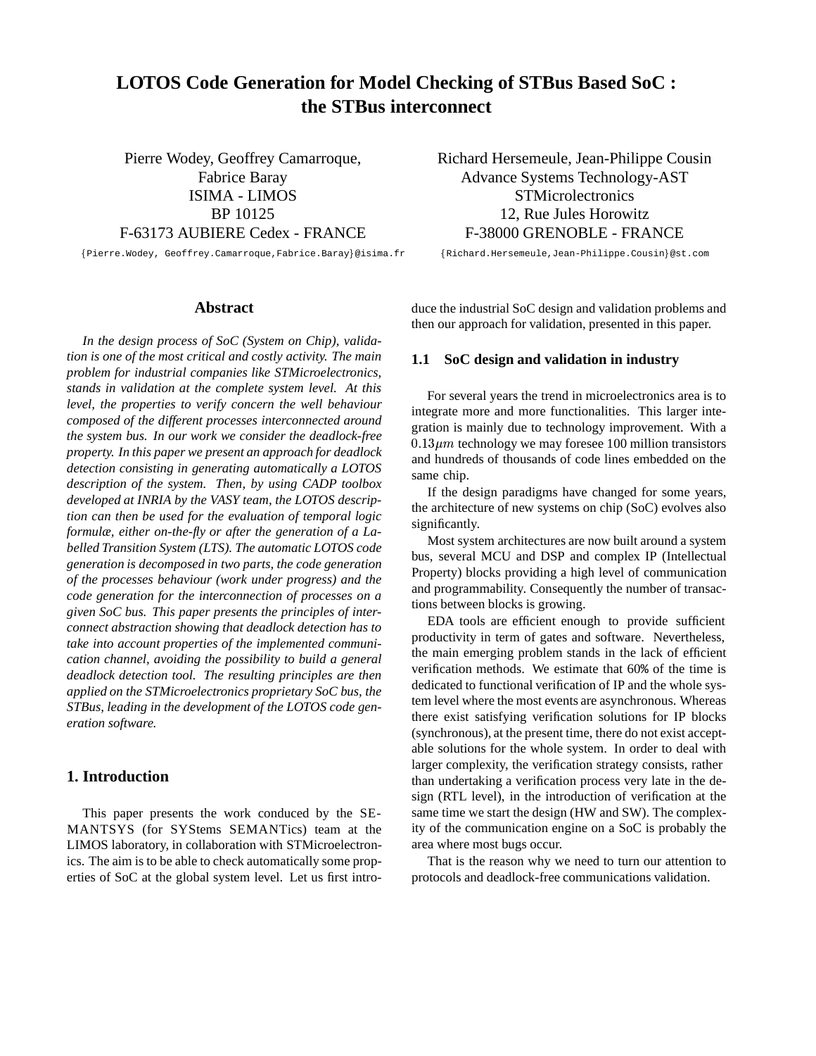# LOTOS Code Generation for Model Checking of STBus Based SoC : the STBus interconnect

Pierre Wodey, Geoffrey Camarroque, Fabrice Baray
ISIMA - LIMOS
BP 10125
F-63173 AUBIERE Cedex - FRANCE
{Pierre.Wodey, Geoffrey.Camarroque,Fabrice.Baray}@isima.fr

Richard Hersemeule, Jean-Philippe Cousin
Advance Systems Technology-AST
STMicrolectronics
12, Rue Jules Horowitz
F-38000 GRENOBLE - FRANCE
{Richard.Hersemeule,Jean-Philippe.Cousin}@st.com

## Abstract

*In the design process of SoC (System on Chip), validation is one of the most critical and costly activity. The main problem for industrial companies like STMicroelectronics, stands in validation at the complete system level. At this level, the properties to verify concern the well behaviour composed of the different processes interconnected around the system bus. In our work we consider the deadlock-free property. In this paper we present an approach for deadlock detection consisting in generating automatically a LOTOS description of the system. Then, by using CADP toolbox developed at INRIA by the VASY team, the LOTOS description can then be used for the evaluation of temporal logic formulæ, either on-the-fly or after the generation of a Labelled Transition System (LTS). The automatic LOTOS code generation is decomposed in two parts, the code generation of the processes behaviour (work under progress) and the code generation for the interconnection of processes on a given SoC bus. This paper presents the principles of interconnect abstraction showing that deadlock detection has to take into account properties of the implemented communication channel, avoiding the possibility to build a general deadlock detection tool. The resulting principles are then applied on the STMicroelectronics proprietary SoC bus, the STBus, leading in the development of the LOTOS code generation software.*

## 1. Introduction

This paper presents the work conduced by the SEMANTSYS (for SYStems SEMANTics) team at the LIMOS laboratory, in collaboration with STMicroelectronics. The aim is to be able to check automatically some properties of SoC at the global system level. Let us first introduce the industrial SoC design and validation problems and then our approach for validation, presented in this paper.

### 1.1 SoC design and validation in industry

For several years the trend in microelectronics area is to integrate more and more functionalities. This larger integration is mainly due to technology improvement. With a $0.13\mu m$ technology we may foresee 100 million transistors and hundreds of thousands of code lines embedded on the same chip.

If the design paradigms have changed for some years, the architecture of new systems on chip (SoC) evolves also significantly.

Most system architectures are now built around a system bus, several MCU and DSP and complex IP (Intellectual Property) blocks providing a high level of communication and programmability. Consequently the number of transactions between blocks is growing.

EDA tools are efficient enough to provide sufficient productivity in term of gates and software. Nevertheless, the main emerging problem stands in the lack of efficient verification methods. We estimate that 60% of the time is dedicated to functional verification of IP and the whole system level where the most events are asynchronous. Whereas there exist satisfying verification solutions for IP blocks (synchronous), at the present time, there do not exist acceptable solutions for the whole system. In order to deal with larger complexity, the verification strategy consists, rather than undertaking a verification process very late in the design (RTL level), in the introduction of verification at the same time we start the design (HW and SW). The complexity of the communication engine on a SoC is probably the area where most bugs occur.

That is the reason why we need to turn our attention to protocols and deadlock-free communications validation.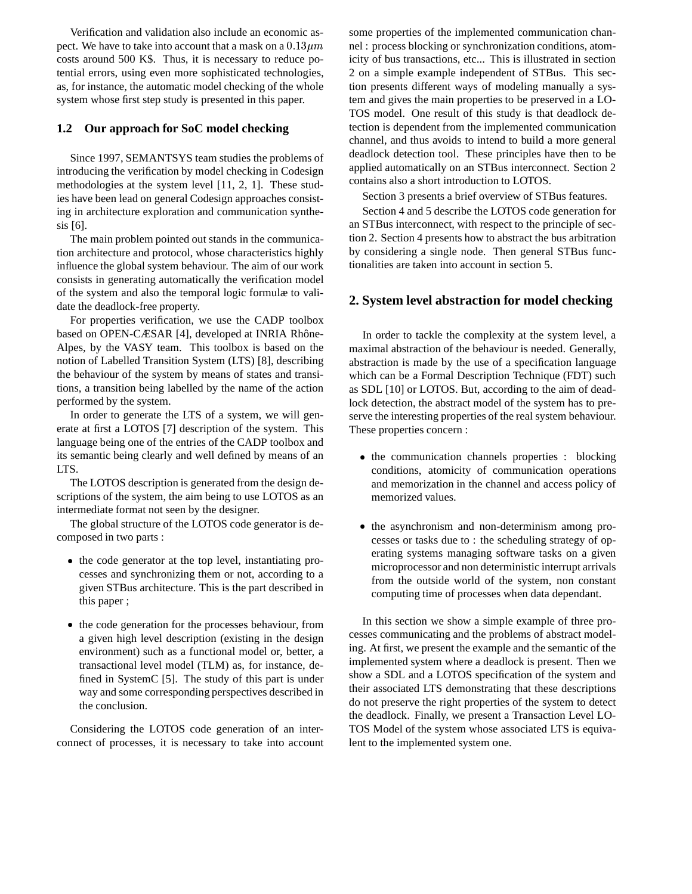Verification and validation also include an economic aspect. We have to take into account that a mask on a $0.13\mu m$ costs around 500 K\$. Thus, it is necessary to reduce potential errors, using even more sophisticated technologies, as, for instance, the automatic model checking of the whole system whose first step study is presented in this paper.

### 1.2 Our approach for SoC model checking

Since 1997, SEMANTSYS team studies the problems of introducing the verification by model checking in Codesign methodologies at the system level [11, 2, 1]. These studies have been lead on general Codesign approaches consisting in architecture exploration and communication synthesis [6].

The main problem pointed out stands in the communication architecture and protocol, whose characteristics highly influence the global system behaviour. The aim of our work consists in generating automatically the verification model of the system and also the temporal logic formulæ to validate the deadlock-free property.

For properties verification, we use the CADP toolbox based on OPEN-CÆSAR [4], developed at INRIA Rhône-Alpes, by the VASY team. This toolbox is based on the notion of Labelled Transition System (LTS) [8], describing the behaviour of the system by means of states and transitions, a transition being labelled by the name of the action performed by the system.

In order to generate the LTS of a system, we will generate at first a LOTOS [7] description of the system. This language being one of the entries of the CADP toolbox and its semantic being clearly and well defined by means of an LTS.

The LOTOS description is generated from the design descriptions of the system, the aim being to use LOTOS as an intermediate format not seen by the designer.

The global structure of the LOTOS code generator is decomposed in two parts :

- the code generator at the top level, instantiating processes and synchronizing them or not, according to a given STBus architecture. This is the part described in this paper ;
- the code generation for the processes behaviour, from a given high level description (existing in the design environment) such as a functional model or, better, a transactional level model (TLM) as, for instance, defined in SystemC [5]. The study of this part is under way and some corresponding perspectives described in the conclusion.

Considering the LOTOS code generation of an interconnect of processes, it is necessary to take into account some properties of the implemented communication channel : process blocking or synchronization conditions, atomicity of bus transactions, etc... This is illustrated in section 2 on a simple example independent of STBus. This section presents different ways of modeling manually a system and gives the main properties to be preserved in a LOTOS model. One result of this study is that deadlock detection is dependent from the implemented communication channel, and thus avoids to intend to build a more general deadlock detection tool. These principles have then to be applied automatically on an STBus interconnect. Section 2 contains also a short introduction to LOTOS.

Section 3 presents a brief overview of STBus features.

Section 4 and 5 describe the LOTOS code generation for an STBus interconnect, with respect to the principle of section 2. Section 4 presents how to abstract the bus arbitration by considering a single node. Then general STBus functionalities are taken into account in section 5.

## 2. System level abstraction for model checking

In order to tackle the complexity at the system level, a maximal abstraction of the behaviour is needed. Generally, abstraction is made by the use of a specification language which can be a Formal Description Technique (FDT) such as SDL [10] or LOTOS. But, according to the aim of deadlock detection, the abstract model of the system has to preserve the interesting properties of the real system behaviour. These properties concern :

- the communication channels properties : blocking conditions, atomicity of communication operations and memorization in the channel and access policy of memorized values.
- the asynchronism and non-determinism among processes or tasks due to : the scheduling strategy of operating systems managing software tasks on a given microprocessor and non deterministic interrupt arrivals from the outside world of the system, non constant computing time of processes when data dependant.

In this section we show a simple example of three processes communicating and the problems of abstract modeling. At first, we present the example and the semantic of the implemented system where a deadlock is present. Then we show a SDL and a LOTOS specification of the system and their associated LTS demonstrating that these descriptions do not preserve the right properties of the system to detect the deadlock. Finally, we present a Transaction Level LOTOS Model of the system whose associated LTS is equivalent to the implemented system one.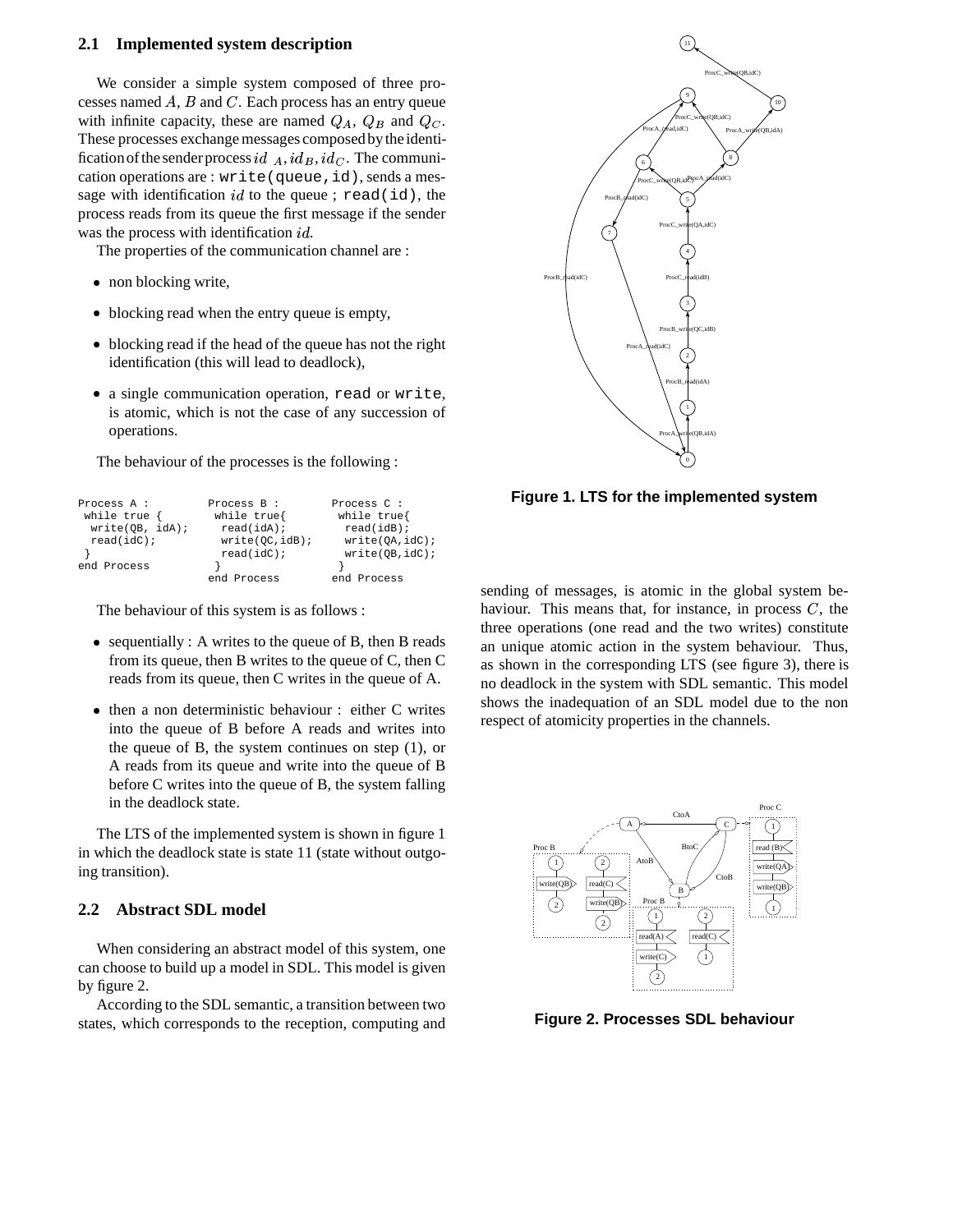## 2.1 Implemented system description

We consider a simple system composed of three processes named $A$, $B$ and $C$. Each process has an entry queue with infinite capacity, these are named $Q_A$, $Q_B$ and $Q_C$. These processes exchange messages composed by the identification of the sender process $id_A, id_B, id_C$. The communication operations are : `write(queue,id)`, sends a message with identification $id$ to the queue ; `read(id)`, the process reads from its queue the first message if the sender was the process with identification $id$.

The properties of the communication channel are :

- non blocking write,
- blocking read when the entry queue is empty,
- blocking read if the head of the queue has not the right identification (this will lead to deadlock),
- a single communication operation, `read` or `write`, is atomic, which is not the case of any succession of operations.

The behaviour of the processes is the following :

```
Process A :          Process B :          Process C :
 while true {         while true{          while true{
  write(QB, idA);      read(idA);           read(idB);
  read(idC);           write(QC,idB);       write(QA,idC);
 }                     read(idC);           write(QB,idC);
end Process           }                    }
                     end Process          end Process
```

The behaviour of this system is as follows :

- sequentially : A writes to the queue of B, then B reads from its queue, then B writes to the queue of C, then C reads from its queue, then C writes in the queue of A.
- then a non deterministic behaviour : either C writes into the queue of B before A reads and writes into the queue of B, the system continues on step (1), or A reads from its queue and write into the queue of B before C writes into the queue of B, the system falling in the deadlock state.

The LTS of the implemented system is shown in figure 1 in which the deadlock state is state 11 (state without outgoing transition).

**Figure 1. LTS for the implemented system**

## 2.2 Abstract SDL model

When considering an abstract model of this system, one can choose to build up a model in SDL. This model is given by figure 2.

According to the SDL semantic, a transition between two states, which corresponds to the reception, computing and sending of messages, is atomic in the global system behaviour. This means that, for instance, in process $C$, the three operations (one read and the two writes) constitute an unique atomic action in the system behaviour. Thus, as shown in the corresponding LTS (see figure 3), there is no deadlock in the system with SDL semantic. This model shows the inadequation of an SDL model due to the non respect of atomicity properties in the channels.

**Figure 2. Processes SDL behaviour**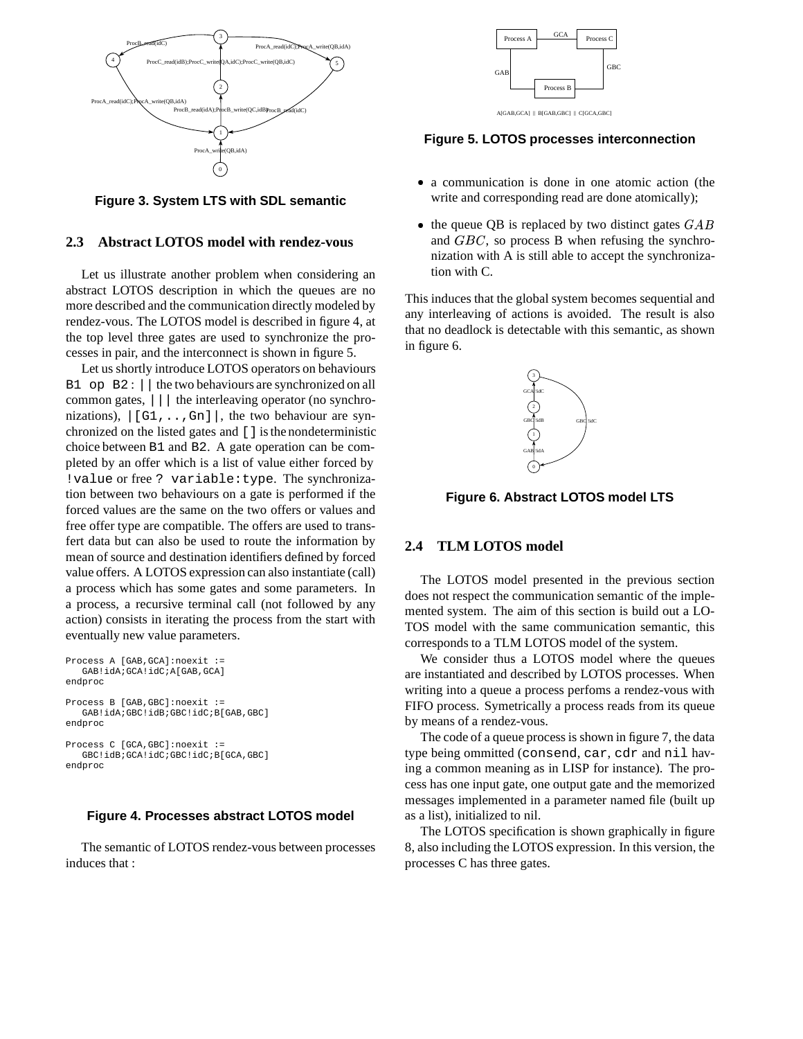Figure 3. System LTS with SDL semantic

### 2.3 Abstract LOTOS model with rendez-vous

Let us illustrate another problem when considering an abstract LOTOS description in which the queues are no more described and the communication directly modeled by rendez-vous. The LOTOS model is described in figure 4, at the top level three gates are used to synchronize the processes in pair, and the interconnect is shown in figure 5.

Let us shortly introduce LOTOS operators on behaviours `B1 op B2`: `||` the two behaviours are synchronized on all common gates, `|||` the interleaving operator (no synchronizations), `|[G1,..,Gn]|`, the two behaviour are synchronized on the listed gates and `[]` is the nondeterministic choice between `B1` and `B2`. A gate operation can be completed by an offer which is a list of value either forced by `!value` or free `? variable:type`. The synchronization between two behaviours on a gate is performed if the forced values are the same on the two offers or values and free offer type are compatible. The offers are used to transfert data but can also be used to route the information by mean of source and destination identifiers defined by forced value offers. A LOTOS expression can also instantiate (call) a process which has some gates and some parameters. In a process, a recursive terminal call (not followed by any action) consists in iterating the process from the start with eventually new value parameters.

```
Process A [GAB,GCA]:noexit :=
   GAB!idA;GCA!idC;A[GAB,GCA]
endproc

Process B [GAB,GBC]:noexit :=
   GAB!idA;GBC!idB;GBC!idC;B[GAB,GBC]
endproc

Process C [GCA,GBC]:noexit :=
   GBC!idB;GCA!idC;GBC!idC;B[GCA,GBC]
endproc
```

**Figure 4. Processes abstract LOTOS model**

The semantic of LOTOS rendez-vous between processes induces that :

Figure 5. LOTOS processes interconnection

- a communication is done in one atomic action (the write and corresponding read are done atomically);
- the queue QB is replaced by two distinct gates $GAB$ and $GBC$, so process B when refusing the synchronization with A is still able to accept the synchronization with C.

This induces that the global system becomes sequential and any interleaving of actions is avoided. The result is also that no deadlock is detectable with this semantic, as shown in figure 6.

Figure 6. Abstract LOTOS model LTS

### 2.4 TLM LOTOS model

The LOTOS model presented in the previous section does not respect the communication semantic of the implemented system. The aim of this section is build out a LOTOS model with the same communication semantic, this corresponds to a TLM LOTOS model of the system.

We consider thus a LOTOS model where the queues are instantiated and described by LOTOS processes. When writing into a queue a process perfoms a rendez-vous with FIFO process. Symetrically a process reads from its queue by means of a rendez-vous.

The code of a queue process is shown in figure 7, the data type being ommitted (`consend`, `car`, `cdr` and `nil` having a common meaning as in LISP for instance). The process has one input gate, one output gate and the memorized messages implemented in a parameter named file (built up as a list), initialized to nil.

The LOTOS specification is shown graphically in figure 8, also including the LOTOS expression. In this version, the processes C has three gates.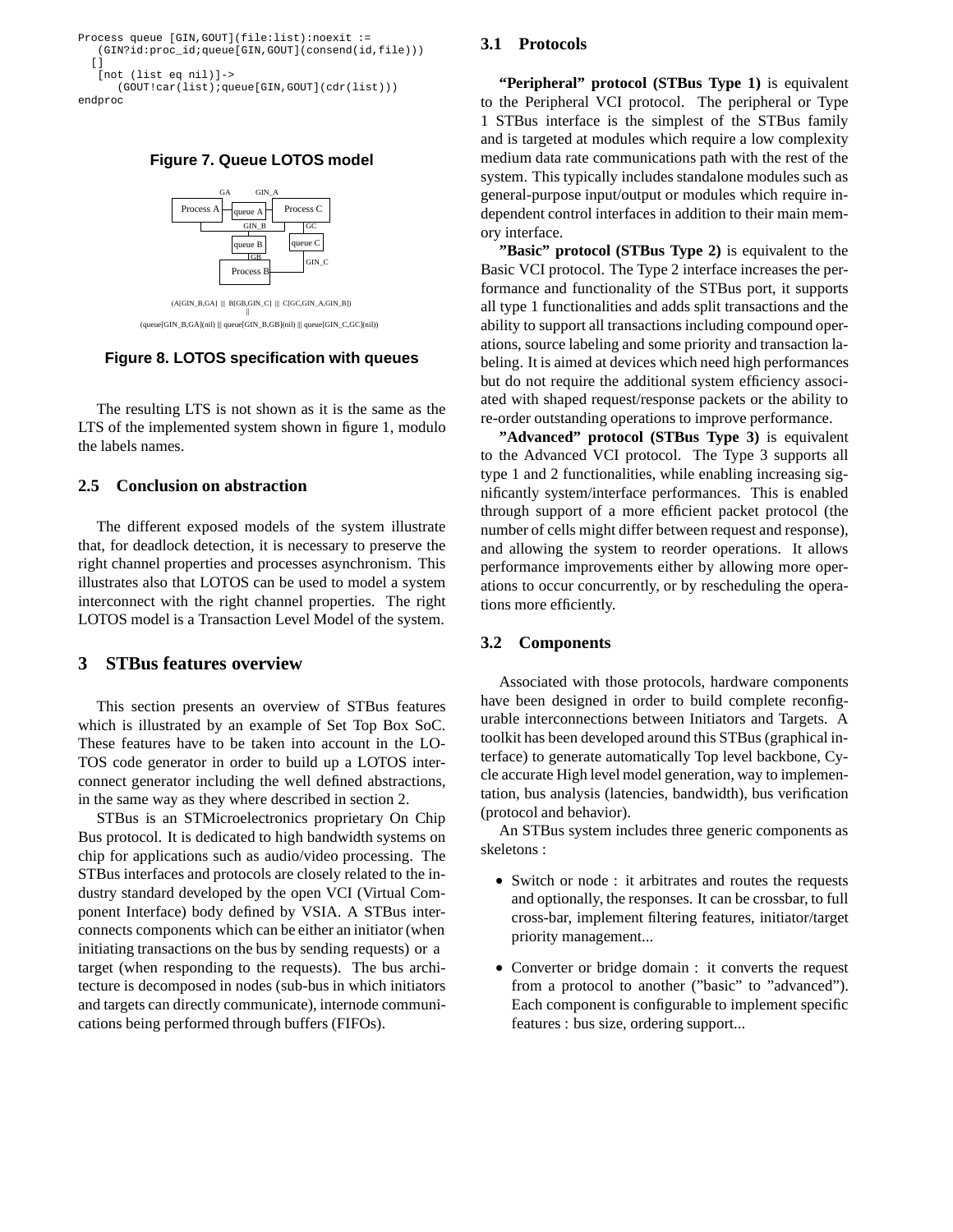```
Process queue [GIN,GOUT](file:list):noexit :=
   (GIN?id:proc_id;queue[GIN,GOUT](consend(id,file)))
  []
   [not (list eq nil)]->
      (GOUT!car(list);queue[GIN,GOUT](cdr(list)))
endproc
```

**Figure 7. Queue LOTOS model**

(A[GIN_B,GA] ||| B[GB,GIN_C] ||| C[GC,GIN_A,GIN_B])
||
(queue[GIN_B,GA](nil) ||| queue[GIN_B,GB](nil) ||| queue[GIN_C,GC](nil))

**Figure 8. LOTOS specification with queues**

The resulting LTS is not shown as it is the same as the LTS of the implemented system shown in figure 1, modulo the labels names.

### 2.5 Conclusion on abstraction

The different exposed models of the system illustrate that, for deadlock detection, it is necessary to preserve the right channel properties and processes asynchronism. This illustrates also that LOTOS can be used to model a system interconnect with the right channel properties. The right LOTOS model is a Transaction Level Model of the system.

## 3 STBus features overview

This section presents an overview of STBus features which is illustrated by an example of Set Top Box SoC. These features have to be taken into account in the LOTOS code generator in order to build up a LOTOS interconnect generator including the well defined abstractions, in the same way as they where described in section 2.

STBus is an STMicroelectronics proprietary On Chip Bus protocol. It is dedicated to high bandwidth systems on chip for applications such as audio/video processing. The STBus interfaces and protocols are closely related to the industry standard developed by the open VCI (Virtual Component Interface) body defined by VSIA. A STBus interconnects components which can be either an initiator (when initiating transactions on the bus by sending requests) or a target (when responding to the requests). The bus architecture is decomposed in nodes (sub-bus in which initiators and targets can directly communicate), internode communications being performed through buffers (FIFOs).

### 3.1 Protocols

**"Peripheral" protocol (STBus Type 1)** is equivalent to the Peripheral VCI protocol. The peripheral or Type 1 STBus interface is the simplest of the STBus family and is targeted at modules which require a low complexity medium data rate communications path with the rest of the system. This typically includes standalone modules such as general-purpose input/output or modules which require independent control interfaces in addition to their main memory interface.

**"Basic" protocol (STBus Type 2)** is equivalent to the Basic VCI protocol. The Type 2 interface increases the performance and functionality of the STBus port, it supports all type 1 functionalities and adds split transactions and the ability to support all transactions including compound operations, source labeling and some priority and transaction labeling. It is aimed at devices which need high performances but do not require the additional system efficiency associated with shaped request/response packets or the ability to re-order outstanding operations to improve performance.

**"Advanced" protocol (STBus Type 3)** is equivalent to the Advanced VCI protocol. The Type 3 supports all type 1 and 2 functionalities, while enabling increasing significantly system/interface performances. This is enabled through support of a more efficient packet protocol (the number of cells might differ between request and response), and allowing the system to reorder operations. It allows performance improvements either by allowing more operations to occur concurrently, or by rescheduling the operations more efficiently.

### 3.2 Components

Associated with those protocols, hardware components have been designed in order to build complete reconfigurable interconnections between Initiators and Targets. A toolkit has been developed around this STBus (graphical interface) to generate automatically Top level backbone, Cycle accurate High level model generation, way to implementation, bus analysis (latencies, bandwidth), bus verification (protocol and behavior).

An STBus system includes three generic components as skeletons :

- Switch or node : it arbitrates and routes the requests and optionally, the responses. It can be crossbar, to full cross-bar, implement filtering features, initiator/target priority management...
- Converter or bridge domain : it converts the request from a protocol to another ("basic" to "advanced"). Each component is configurable to implement specific features : bus size, ordering support...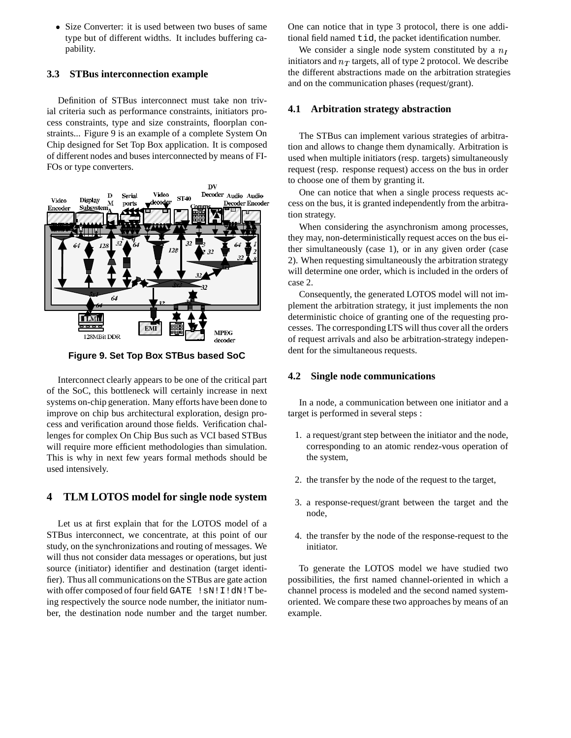- Size Converter: it is used between two buses of same type but of different widths. It includes buffering capability.

### 3.3 STBus interconnection example

Definition of STBus interconnect must take non trivial criteria such as performance constraints, initiators process constraints, type and size constraints, floorplan constraints... Figure 9 is an example of a complete System On Chip designed for Set Top Box application. It is composed of different nodes and buses interconnected by means of FIFOs or type converters.

**Figure 9. Set Top Box STBus based SoC**

Interconnect clearly appears to be one of the critical part of the SoC, this bottleneck will certainly increase in next systems on-chip generation. Many efforts have been done to improve on chip bus architectural exploration, design process and verification around those fields. Verification challenges for complex On Chip Bus such as VCI based STBus will require more efficient methodologies than simulation. This is why in next few years formal methods should be used intensively.

## 4 TLM LOTOS model for single node system

Let us at first explain that for the LOTOS model of a STBus interconnect, we concentrate, at this point of our study, on the synchronizations and routing of messages. We will thus not consider data messages or operations, but just source (initiator) identifier and destination (target identifier). Thus all communications on the STBus are gate action with offer composed of four field `GATE !sN!I!dN!T` being respectively the source node number, the initiator number, the destination node number and the target number. One can notice that in type 3 protocol, there is one additional field named `tid`, the packet identification number.

We consider a single node system constituted by a $n_I$ initiators and $n_T$ targets, all of type 2 protocol. We describe the different abstractions made on the arbitration strategies and on the communication phases (request/grant).

### 4.1 Arbitration strategy abstraction

The STBus can implement various strategies of arbitration and allows to change them dynamically. Arbitration is used when multiple initiators (resp. targets) simultaneously request (resp. response request) access on the bus in order to choose one of them by granting it.

One can notice that when a single process requests access on the bus, it is granted independently from the arbitration strategy.

When considering the asynchronism among processes, they may, non-deterministically request acces on the bus either simultaneously (case 1), or in any given order (case 2). When requesting simultaneously the arbitration strategy will determine one order, which is included in the orders of case 2.

Consequently, the generated LOTOS model will not implement the arbitration strategy, it just implements the non deterministic choice of granting one of the requesting processes. The corresponding LTS will thus cover all the orders of request arrivals and also be arbitration-strategy independent for the simultaneous requests.

### 4.2 Single node communications

In a node, a communication between one initiator and a target is performed in several steps :

1. a request/grant step between the initiator and the node, corresponding to an atomic rendez-vous operation of the system,
2. the transfer by the node of the request to the target,
3. a response-request/grant between the target and the node,
4. the transfer by the node of the response-request to the initiator.

To generate the LOTOS model we have studied two possibilities, the first named channel-oriented in which a channel process is modeled and the second named system-oriented. We compare these two approaches by means of an example.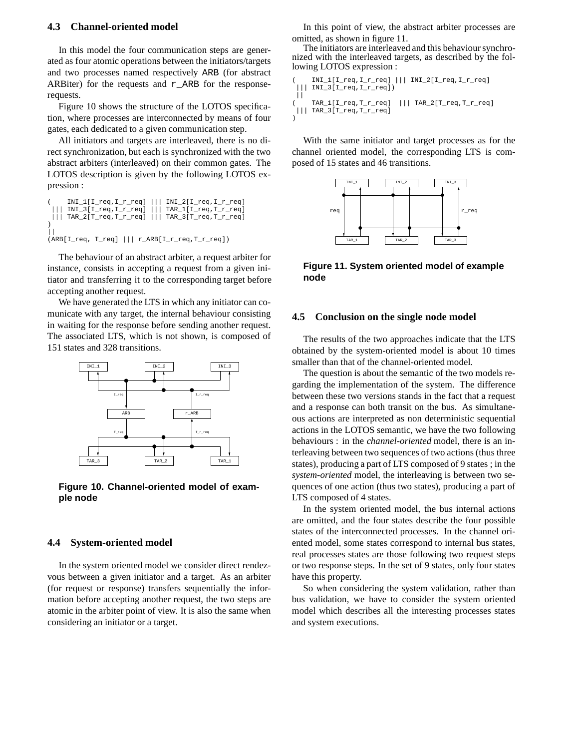### 4.3 Channel-oriented model

In this model the four communication steps are generated as four atomic operations between the initiators/targets and two processes named respectively ARB (for abstract ARBiter) for the requests and r_ARB for the response-requests.

Figure 10 shows the structure of the LOTOS specification, where processes are interconnected by means of four gates, each dedicated to a given communication step.

All initiators and targets are interleaved, there is no direct synchronization, but each is synchronized with the two abstract arbiters (interleaved) on their common gates. The LOTOS description is given by the following LOTOS expression :

```
(    INI_1[I_req,I_r_req] ||| INI_2[I_req,I_r_req]
 ||| INI_3[I_req,I_r_req] ||| TAR_1[I_req,T_r_req]
 ||| TAR_2[T_req,T_r_req] ||| TAR_3[T_req,T_r_req]
)
||
(ARB[I_req, T_req] ||| r_ARB[I_r_req,T_r_req])
```

The behaviour of an abstract arbiter, a request arbiter for instance, consists in accepting a request from a given initiator and transferring it to the corresponding target before accepting another request.

We have generated the LTS in which any initiator can comunicate with any target, the internal behaviour consisting in waiting for the response before sending another request. The associated LTS, which is not shown, is composed of 151 states and 328 transitions.

**Figure 10. Channel-oriented model of example node**

### 4.4 System-oriented model

In the system oriented model we consider direct rendezvous between a given initiator and a target. As an arbiter (for request or response) transfers sequentially the information before accepting another request, the two steps are atomic in the arbiter point of view. It is also the same when considering an initiator or a target.

In this point of view, the abstract arbiter processes are omitted, as shown in figure 11.

The initiators are interleaved and this behaviour synchronized with the interleaved targets, as described by the following LOTOS expression :

```
(    INI_1[I_req,I_r_req] ||| INI_2[I_req,I_r_req]
 ||| INI_3[I_req,I_r_req])
 ||
(    TAR_1[I_req,T_r_req]  ||| TAR_2[T_req,T_r_req]
 ||| TAR_3[T_req,T_r_req]
)
```

With the same initiator and target processes as for the channel oriented model, the corresponding LTS is composed of 15 states and 46 transitions.

**Figure 11. System oriented model of example node**

### 4.5 Conclusion on the single node model

The results of the two approaches indicate that the LTS obtained by the system-oriented model is about 10 times smaller than that of the channel-oriented model.

The question is about the semantic of the two models regarding the implementation of the system. The difference between these two versions stands in the fact that a request and a response can both transit on the bus. As simultaneous actions are interpreted as non deterministic sequential actions in the LOTOS semantic, we have the two following behaviours : in the *channel-oriented* model, there is an interleaving between two sequences of two actions (thus three states), producing a part of LTS composed of 9 states ; in the *system-oriented* model, the interleaving is between two sequences of one action (thus two states), producing a part of LTS composed of 4 states.

In the system oriented model, the bus internal actions are omitted, and the four states describe the four possible states of the interconnected processes. In the channel oriented model, some states correspond to internal bus states, real processes states are those following two request steps or two response steps. In the set of 9 states, only four states have this property.

So when considering the system validation, rather than bus validation, we have to consider the system oriented model which describes all the interesting processes states and system executions.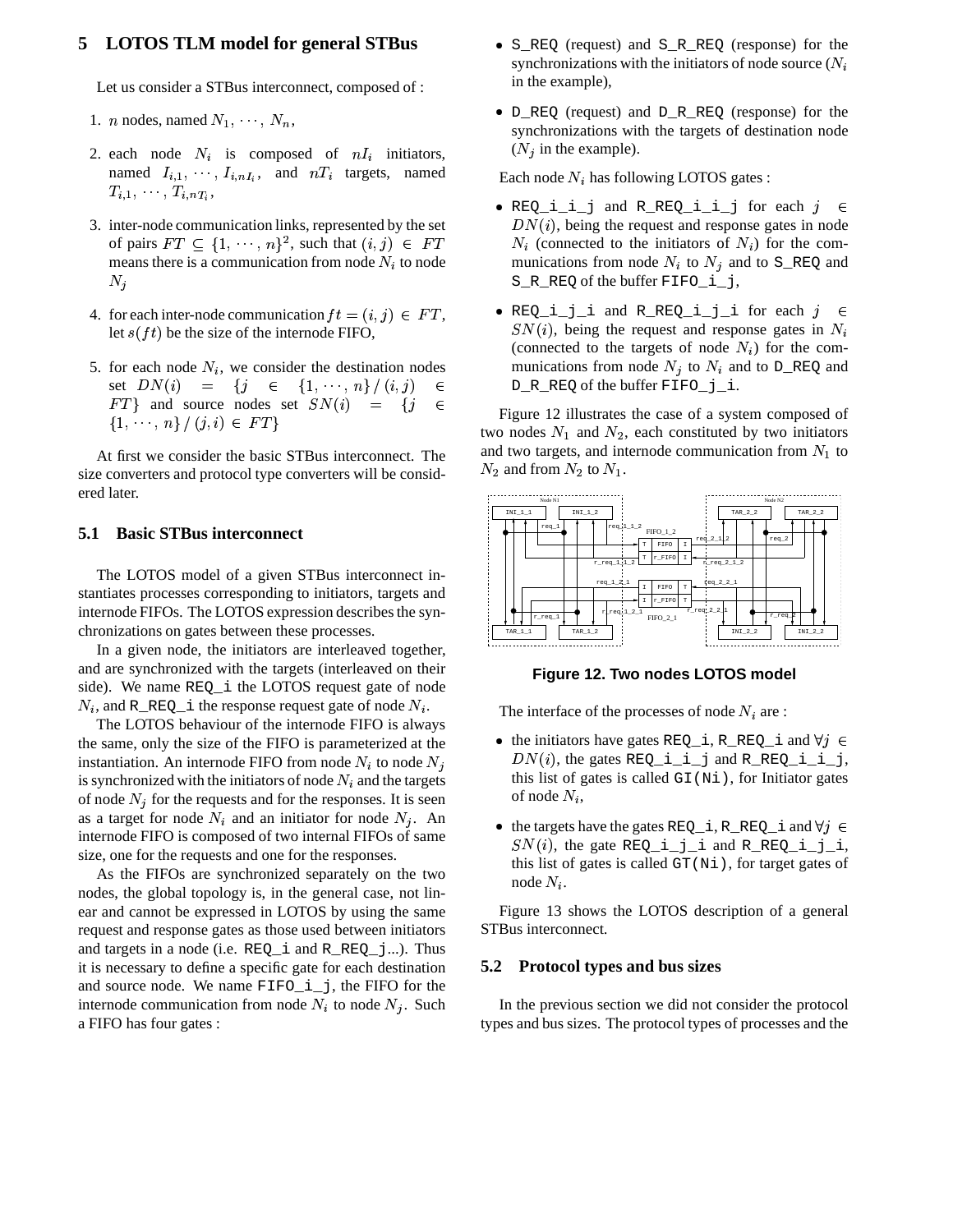# 5 LOTOS TLM model for general STBus

Let us consider a STBus interconnect, composed of :

1. $n$ nodes, named $N_1, \cdots, N_n$,
2. each node $N_i$ is composed of $nI_i$ initiators, named $I_{i,1}, \cdots, I_{i,nI_i}$, and $nT_i$ targets, named $T_{i,1}, \cdots, T_{i,nT_i}$,
3. inter-node communication links, represented by the set of pairs $FT \subseteq \{1, \cdots, n\}^2$, such that $(i,j) \in FT$ means there is a communication from node $N_i$ to node $N_j$
4. for each inter-node communication $ft = (i,j) \in FT$, let $s(ft)$ be the size of the internode FIFO,
5. for each node $N_i$, we consider the destination nodes set $DN(i) = \{j \in \{1, \cdots, n\} / (i,j) \in FT\}$ and source nodes set $SN(i) = \{j \in \{1, \cdots, n\} / (j,i) \in FT\}$

At first we consider the basic STBus interconnect. The size converters and protocol type converters will be considered later.

## 5.1 Basic STBus interconnect

The LOTOS model of a given STBus interconnect instantiates processes corresponding to initiators, targets and internode FIFOs. The LOTOS expression describes the synchronizations on gates between these processes.

In a given node, the initiators are interleaved together, and are synchronized with the targets (interleaved on their side). We name `REQ_i` the LOTOS request gate of node $N_i$, and `R_REQ_i` the response request gate of node $N_i$.

The LOTOS behaviour of the internode FIFO is always the same, only the size of the FIFO is parameterized at the instantiation. An internode FIFO from node $N_i$ to node $N_j$ is synchronized with the initiators of node $N_i$ and the targets of node $N_j$ for the requests and for the responses. It is seen as a target for node $N_i$ and an initiator for node $N_j$. An internode FIFO is composed of two internal FIFOs of same size, one for the requests and one for the responses.

As the FIFOs are synchronized separately on the two nodes, the global topology is, in the general case, not linear and cannot be expressed in LOTOS by using the same request and response gates as those used between initiators and targets in a node (i.e. `REQ_i` and `R_REQ_j`...). Thus it is necessary to define a specific gate for each destination and source node. We name `FIFO_i_j`, the FIFO for the internode communication from node $N_i$ to node $N_j$. Such a FIFO has four gates :

- `S_REQ` (request) and `S_R_REQ` (response) for the synchronizations with the initiators of node source ($N_i$ in the example),
- `D_REQ` (request) and `D_R_REQ` (response) for the synchronizations with the targets of destination node ($N_j$ in the example).

Each node $N_i$ has following LOTOS gates :

- `REQ_i_i_j` and `R_REQ_i_i_j` for each $j \in DN(i)$, being the request and response gates in node $N_i$ (connected to the initiators of $N_i$) for the communications from node $N_i$ to $N_j$ and to `S_REQ` and `S_R_REQ` of the buffer `FIFO_i_j`,
- `REQ_i_j_i` and `R_REQ_i_j_i` for each $j \in SN(i)$, being the request and response gates in $N_i$ (connected to the targets of node $N_i$) for the communications from node $N_j$ to $N_i$ and to `D_REQ` and `D_R_REQ` of the buffer `FIFO_j_i`.

Figure 12 illustrates the case of a system composed of two nodes $N_1$ and $N_2$, each constituted by two initiators and two targets, and internode communication from $N_1$ to $N_2$ and from $N_2$ to $N_1$.

**Figure 12. Two nodes LOTOS model**

The interface of the processes of node $N_i$ are :

- the initiators have gates `REQ_i`, `R_REQ_i` and $\forall j \in DN(i)$, the gates `REQ_i_i_j` and `R_REQ_i_i_j`, this list of gates is called `GI(Ni)`, for Initiator gates of node $N_i$,
- the targets have the gates `REQ_i`, `R_REQ_i` and $\forall j \in SN(i)$, the gate `REQ_i_j_i` and `R_REQ_i_j_i`, this list of gates is called `GT(Ni)`, for target gates of node $N_i$.

Figure 13 shows the LOTOS description of a general STBus interconnect.

## 5.2 Protocol types and bus sizes

In the previous section we did not consider the protocol types and bus sizes. The protocol types of processes and the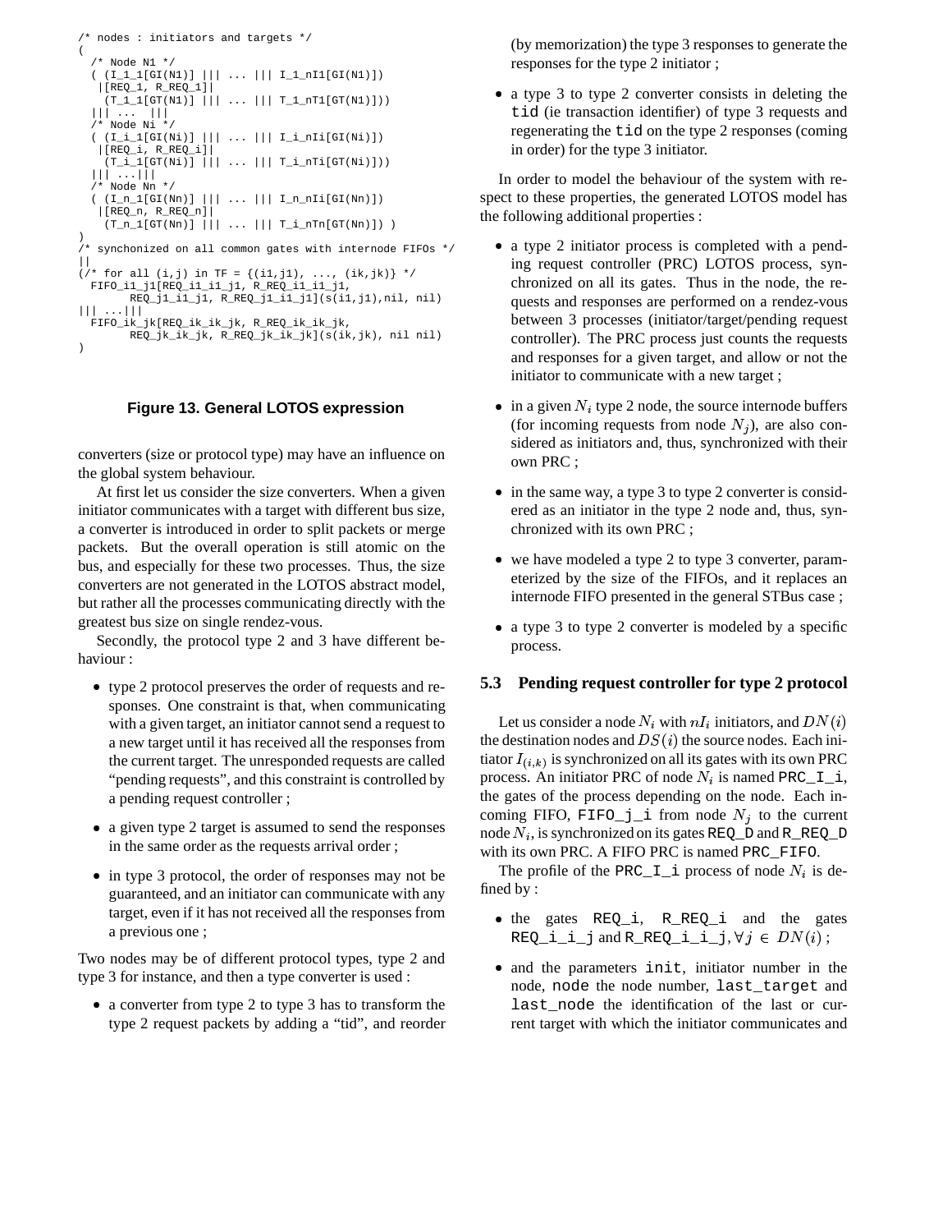```
/* nodes : initiators and targets */
(
  /* Node N1 */
  ( (I_1_1[GI(N1)] ||| ... ||| I_1_nI1[GI(N1)])
   |[REQ_1, R_REQ_1]|
    (T_1_1[GT(N1)] ||| ... ||| T_1_nT1[GT(N1)]))
  ||| ...  |||
  /* Node Ni */
  ( (I_i_1[GI(Ni)] ||| ... ||| I_i_nIi[GI(Ni)])
   |[REQ_i, R_REQ_i]|
    (T_i_1[GT(Ni)] ||| ... ||| T_i_nTi[GT(Ni)]))
  ||| ...|||
  /* Node Nn */
  ( (I_n_1[GI(Nn)] ||| ... ||| I_n_nIi[GI(Nn)])
   |[REQ_n, R_REQ_n]|
    (T_n_1[GT(Nn)] ||| ... ||| T_i_nTn[GT(Nn)]) )
)
/* synchonized on all common gates with internode FIFOs */
||
(/* for all (i,j) in TF = {(i1,j1), ..., (ik,jk)} */
  FIFO_i1_j1[REQ_i1_i1_j1, R_REQ_i1_i1_j1,
        REQ_j1_i1_j1, R_REQ_j1_i1_j1](s(i1,j1),nil, nil)
||| ...|||
  FIFO_ik_jk[REQ_ik_ik_jk, R_REQ_ik_ik_jk,
        REQ_jk_ik_jk, R_REQ_jk_ik_jk](s(ik,jk), nil nil)
)
```

**Figure 13. General LOTOS expression**

converters (size or protocol type) may have an influence on the global system behaviour.

At first let us consider the size converters. When a given initiator communicates with a target with different bus size, a converter is introduced in order to split packets or merge packets. But the overall operation is still atomic on the bus, and especially for these two processes. Thus, the size converters are not generated in the LOTOS abstract model, but rather all the processes communicating directly with the greatest bus size on single rendez-vous.

Secondly, the protocol type 2 and 3 have different behaviour :

- type 2 protocol preserves the order of requests and responses. One constraint is that, when communicating with a given target, an initiator cannot send a request to a new target until it has received all the responses from the current target. The unresponded requests are called "pending requests", and this constraint is controlled by a pending request controller ;
- a given type 2 target is assumed to send the responses in the same order as the requests arrival order ;
- in type 3 protocol, the order of responses may not be guaranteed, and an initiator can communicate with any target, even if it has not received all the responses from a previous one ;

Two nodes may be of different protocol types, type 2 and type 3 for instance, and then a type converter is used :

- a converter from type 2 to type 3 has to transform the type 2 request packets by adding a "tid", and reorder (by memorization) the type 3 responses to generate the responses for the type 2 initiator ;
- a type 3 to type 2 converter consists in deleting the tid (ie transaction identifier) of type 3 requests and regenerating the tid on the type 2 responses (coming in order) for the type 3 initiator.

In order to model the behaviour of the system with respect to these properties, the generated LOTOS model has the following additional properties :

- a type 2 initiator process is completed with a pending request controller (PRC) LOTOS process, synchronized on all its gates. Thus in the node, the requests and responses are performed on a rendez-vous between 3 processes (initiator/target/pending request controller). The PRC process just counts the requests and responses for a given target, and allow or not the initiator to communicate with a new target ;
- in a given $N_i$ type 2 node, the source internode buffers (for incoming requests from node $N_j$), are also considered as initiators and, thus, synchronized with their own PRC ;
- in the same way, a type 3 to type 2 converter is considered as an initiator in the type 2 node and, thus, synchronized with its own PRC ;
- we have modeled a type 2 to type 3 converter, parameterized by the size of the FIFOs, and it replaces an internode FIFO presented in the general STBus case ;
- a type 3 to type 2 converter is modeled by a specific process.

### 5.3 Pending request controller for type 2 protocol

Let us consider a node $N_i$ with $nI_i$ initiators, and $DN(i)$ the destination nodes and $DS(i)$ the source nodes. Each initiator $I_{(i,k)}$ is synchronized on all its gates with its own PRC process. An initiator PRC of node $N_i$ is named PRC_I_i, the gates of the process depending on the node. Each incoming FIFO, FIFO_j_i from node $N_j$ to the current node $N_i$, is synchronized on its gates REQ_D and R_REQ_D with its own PRC. A FIFO PRC is named PRC_FIFO.

The profile of the PRC_I_i process of node $N_i$ is defined by :

- the gates REQ_i, R_REQ_i and the gates REQ_i_i_j and R_REQ_i_i_j, $\forall j \in DN(i)$ ;
- and the parameters init, initiator number in the node, node the node number, last_target and last_node the identification of the last or current target with which the initiator communicates and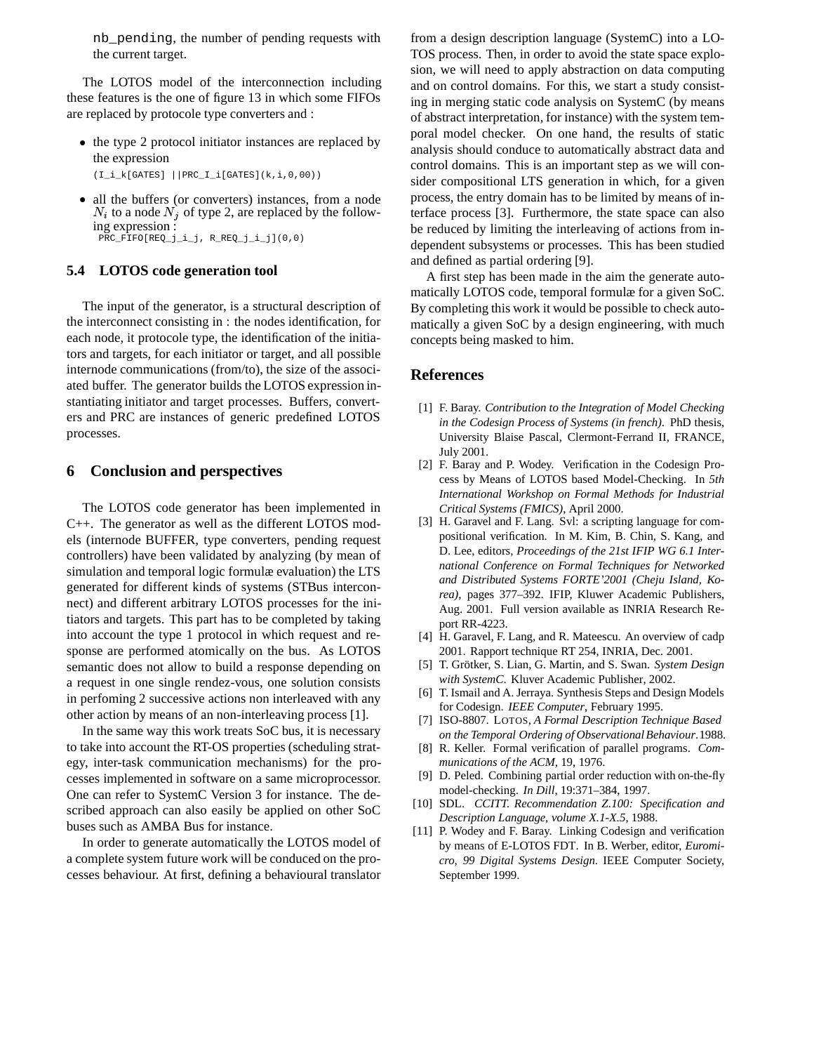nb_pending, the number of pending requests with the current target.

The LOTOS model of the interconnection including these features is the one of figure 13 in which some FIFOs are replaced by protocole type converters and :

- the type 2 protocol initiator instances are replaced by the expression
  `(I_i_k[GATES] ||PRC_I_i[GATES](k,i,0,00))`
- all the buffers (or converters) instances, from a node $N_i$ to a node $N_j$ of type 2, are replaced by the following expression :
  `PRC_FIFO[REQ_j_i_j, R_REQ_j_i_j](0,0)`

### 5.4 LOTOS code generation tool

The input of the generator, is a structural description of the interconnect consisting in : the nodes identification, for each node, it protocole type, the identification of the initiators and targets, for each initiator or target, and all possible internode communications (from/to), the size of the associated buffer. The generator builds the LOTOS expression instantiating initiator and target processes. Buffers, converters and PRC are instances of generic predefined LOTOS processes.

## 6 Conclusion and perspectives

The LOTOS code generator has been implemented in C++. The generator as well as the different LOTOS models (internode BUFFER, type converters, pending request controllers) have been validated by analyzing (by mean of simulation and temporal logic formulæ evaluation) the LTS generated for different kinds of systems (STBus interconnect) and different arbitrary LOTOS processes for the initiators and targets. This part has to be completed by taking into account the type 1 protocol in which request and response are performed atomically on the bus. As LOTOS semantic does not allow to build a response depending on a request in one single rendez-vous, one solution consists in perfoming 2 successive actions non interleaved with any other action by means of an non-interleaving process [1].

In the same way this work treats SoC bus, it is necessary to take into account the RT-OS properties (scheduling strategy, inter-task communication mechanisms) for the processes implemented in software on a same microprocessor. One can refer to SystemC Version 3 for instance. The described approach can also easily be applied on other SoC buses such as AMBA Bus for instance.

In order to generate automatically the LOTOS model of a complete system future work will be conduced on the processes behaviour. At first, defining a behavioural translator from a design description language (SystemC) into a LOTOS process. Then, in order to avoid the state space explosion, we will need to apply abstraction on data computing and on control domains. For this, we start a study consisting in merging static code analysis on SystemC (by means of abstract interpretation, for instance) with the system temporal model checker. On one hand, the results of static analysis should conduce to automatically abstract data and control domains. This is an important step as we will consider compositional LTS generation in which, for a given process, the entry domain has to be limited by means of interface process [3]. Furthermore, the state space can also be reduced by limiting the interleaving of actions from independent subsystems or processes. This has been studied and defined as partial ordering [9].

A first step has been made in the aim the generate automatically LOTOS code, temporal formulæ for a given SoC. By completing this work it would be possible to check automatically a given SoC by a design engineering, with much concepts being masked to him.

## References

[1] F. Baray. *Contribution to the Integration of Model Checking in the Codesign Process of Systems (in french)*. PhD thesis, University Blaise Pascal, Clermont-Ferrand II, FRANCE, July 2001.

[2] F. Baray and P. Wodey. Verification in the Codesign Process by Means of LOTOS based Model-Checking. In *5th International Workshop on Formal Methods for Industrial Critical Systems (FMICS)*, April 2000.

[3] H. Garavel and F. Lang. Svl: a scripting language for compositional verification. In M. Kim, B. Chin, S. Kang, and D. Lee, editors, *Proceedings of the 21st IFIP WG 6.1 International Conference on Formal Techniques for Networked and Distributed Systems FORTE'2001 (Cheju Island, Korea)*, pages 377–392. IFIP, Kluwer Academic Publishers, Aug. 2001. Full version available as INRIA Research Report RR-4223.

[4] H. Garavel, F. Lang, and R. Mateescu. An overview of cadp 2001. Rapport technique RT 254, INRIA, Dec. 2001.

[5] T. Grötker, S. Lian, G. Martin, and S. Swan. *System Design with SystemC*. Kluver Academic Publisher, 2002.

[6] T. Ismail and A. Jerraya. Synthesis Steps and Design Models for Codesign. *IEEE Computer*, February 1995.

[7] ISO-8807. LOTOS, *A Formal Description Technique Based on the Temporal Ordering of Observational Behaviour*.1988.

[8] R. Keller. Formal verification of parallel programs. *Communications of the ACM*, 19, 1976.

[9] D. Peled. Combining partial order reduction with on-the-fly model-checking. *In Dill*, 19:371–384, 1997.

[10] SDL. *CCITT. Recommendation Z.100: Specification and Description Language, volume X.1-X.5*, 1988.

[11] P. Wodey and F. Baray. Linking Codesign and verification by means of E-LOTOS FDT. In B. Werber, editor, *Euromicro, 99 Digital Systems Design*. IEEE Computer Society, September 1999.